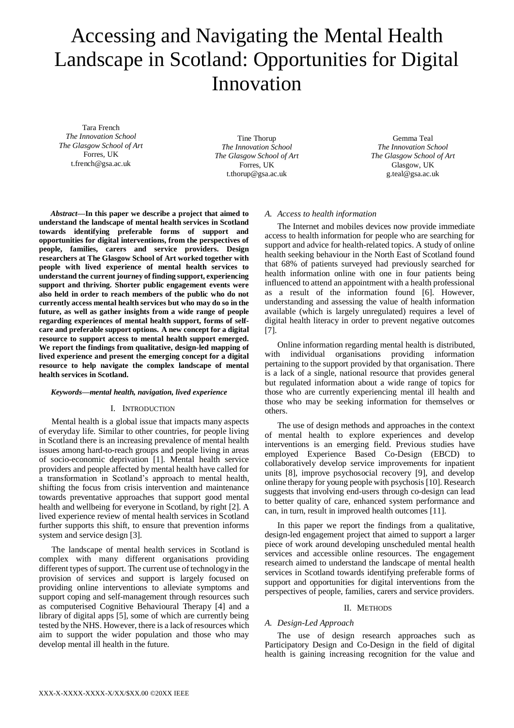# Accessing and Navigating the Mental Health Landscape in Scotland: Opportunities for Digital Innovation

Tara French
*The Innovation School*
*The Glasgow School of Art*
Forres, UK
t.french@gsa.ac.uk

Tine Thorup
*The Innovation School*
*The Glasgow School of Art*
Forres, UK
t.thorup@gsa.ac.uk

Gemma Teal
*The Innovation School*
*The Glasgow School of Art*
Glasgow, UK
g.teal@gsa.ac.uk

***Abstract*—In this paper we describe a project that aimed to understand the landscape of mental health services in Scotland towards identifying preferable forms of support and opportunities for digital interventions, from the perspectives of people, families, carers and service providers. Design researchers at The Glasgow School of Art worked together with people with lived experience of mental health services to understand the current journey of finding support, experiencing support and thriving. Shorter public engagement events were also held in order to reach members of the public who do not currently access mental health services but who may do so in the future, as well as gather insights from a wide range of people regarding experiences of mental health support, forms of self-care and preferable support options. A new concept for a digital resource to support access to mental health support emerged. We report the findings from qualitative, design-led mapping of lived experience and present the emerging concept for a digital resource to help navigate the complex landscape of mental health services in Scotland.**

***Keywords*—*mental health, navigation, lived experience***

## I. Introduction

Mental health is a global issue that impacts many aspects of everyday life. Similar to other countries, for people living in Scotland there is an increasing prevalence of mental health issues among hard-to-reach groups and people living in areas of socio-economic deprivation [1]. Mental health service providers and people affected by mental health have called for a transformation in Scotland's approach to mental health, shifting the focus from crisis intervention and maintenance towards preventative approaches that support good mental health and wellbeing for everyone in Scotland, by right [2]. A lived experience review of mental health services in Scotland further supports this shift, to ensure that prevention informs system and service design [3].

The landscape of mental health services in Scotland is complex with many different organisations providing different types of support. The current use of technology in the provision of services and support is largely focused on providing online interventions to alleviate symptoms and support coping and self-management through resources such as computerised Cognitive Behavioural Therapy [4] and a library of digital apps [5], some of which are currently being tested by the NHS. However, there is a lack of resources which aim to support the wider population and those who may develop mental ill health in the future.

### A. Access to health information

The Internet and mobiles devices now provide immediate access to health information for people who are searching for support and advice for health-related topics. A study of online health seeking behaviour in the North East of Scotland found that 68% of patients surveyed had previously searched for health information online with one in four patients being influenced to attend an appointment with a health professional as a result of the information found [6]. However, understanding and assessing the value of health information available (which is largely unregulated) requires a level of digital health literacy in order to prevent negative outcomes [7].

Online information regarding mental health is distributed, with individual organisations providing information pertaining to the support provided by that organisation. There is a lack of a single, national resource that provides general but regulated information about a wide range of topics for those who are currently experiencing mental ill health and those who may be seeking information for themselves or others.

The use of design methods and approaches in the context of mental health to explore experiences and develop interventions is an emerging field. Previous studies have employed Experience Based Co-Design (EBCD) to collaboratively develop service improvements for inpatient units [8], improve psychosocial recovery [9], and develop online therapy for young people with psychosis [10]. Research suggests that involving end-users through co-design can lead to better quality of care, enhanced system performance and can, in turn, result in improved health outcomes [11].

In this paper we report the findings from a qualitative, design-led engagement project that aimed to support a larger piece of work around developing unscheduled mental health services and accessible online resources. The engagement research aimed to understand the landscape of mental health services in Scotland towards identifying preferable forms of support and opportunities for digital interventions from the perspectives of people, families, carers and service providers.

## II. Methods

### A. Design-Led Approach

The use of design research approaches such as Participatory Design and Co-Design in the field of digital health is gaining increasing recognition for the value and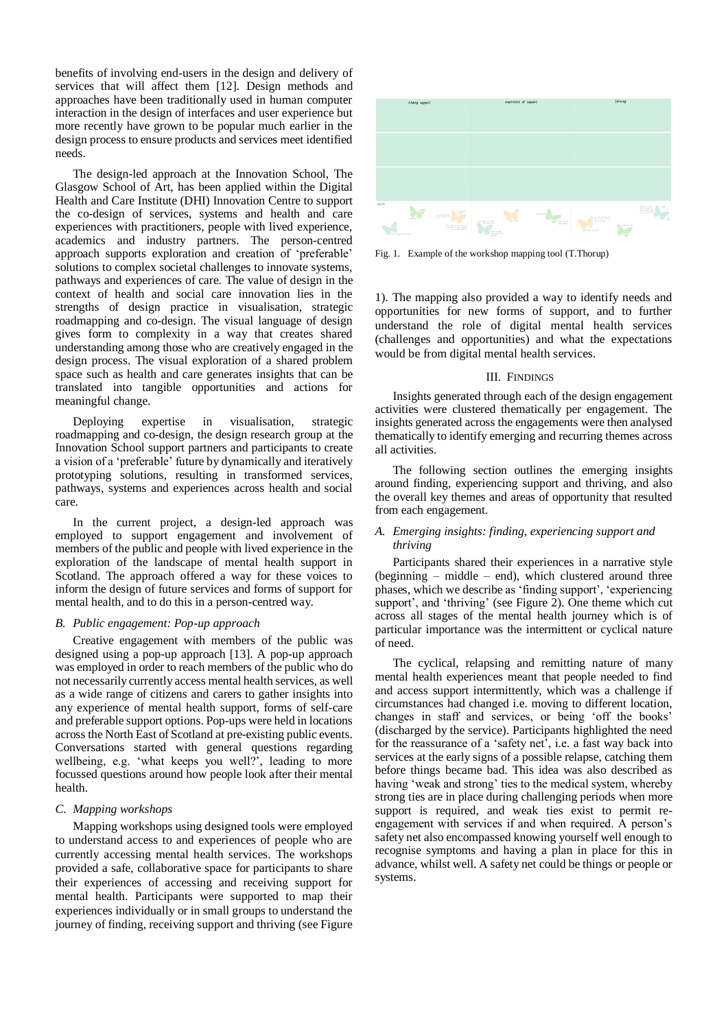benefits of involving end-users in the design and delivery of services that will affect them [12]. Design methods and approaches have been traditionally used in human computer interaction in the design of interfaces and user experience but more recently have grown to be popular much earlier in the design process to ensure products and services meet identified needs.

The design-led approach at the Innovation School, The Glasgow School of Art, has been applied within the Digital Health and Care Institute (DHI) Innovation Centre to support the co-design of services, systems and health and care experiences with practitioners, people with lived experience, academics and industry partners. The person-centred approach supports exploration and creation of 'preferable' solutions to complex societal challenges to innovate systems, pathways and experiences of care. The value of design in the context of health and social care innovation lies in the strengths of design practice in visualisation, strategic roadmapping and co-design. The visual language of design gives form to complexity in a way that creates shared understanding among those who are creatively engaged in the design process. The visual exploration of a shared problem space such as health and care generates insights that can be translated into tangible opportunities and actions for meaningful change.

Deploying expertise in visualisation, strategic roadmapping and co-design, the design research group at the Innovation School support partners and participants to create a vision of a 'preferable' future by dynamically and iteratively prototyping solutions, resulting in transformed services, pathways, systems and experiences across health and social care.

In the current project, a design-led approach was employed to support engagement and involvement of members of the public and people with lived experience in the exploration of the landscape of mental health support in Scotland. The approach offered a way for these voices to inform the design of future services and forms of support for mental health, and to do this in a person-centred way.

### *B. Public engagement: Pop-up approach*

Creative engagement with members of the public was designed using a pop-up approach [13]. A pop-up approach was employed in order to reach members of the public who do not necessarily currently access mental health services, as well as a wide range of citizens and carers to gather insights into any experience of mental health support, forms of self-care and preferable support options. Pop-ups were held in locations across the North East of Scotland at pre-existing public events. Conversations started with general questions regarding wellbeing, e.g. 'what keeps you well?', leading to more focussed questions around how people look after their mental health.

### *C. Mapping workshops*

Mapping workshops using designed tools were employed to understand access to and experiences of people who are currently accessing mental health services. The workshops provided a safe, collaborative space for participants to share their experiences of accessing and receiving support for mental health. Participants were supported to map their experiences individually or in small groups to understand the journey of finding, receiving support and thriving (see Figure 1). The mapping also provided a way to identify needs and opportunities for new forms of support, and to further understand the role of digital mental health services (challenges and opportunities) and what the expectations would be from digital mental health services.

finding support

experience of support

thriving

Fig. 1. Example of the workshop mapping tool (T.Thorup)

## III. Findings

Insights generated through each of the design engagement activities were clustered thematically per engagement. The insights generated across the engagements were then analysed thematically to identify emerging and recurring themes across all activities.

The following section outlines the emerging insights around finding, experiencing support and thriving, and also the overall key themes and areas of opportunity that resulted from each engagement.

### *A. Emerging insights: finding, experiencing support and thriving*

Participants shared their experiences in a narrative style (beginning – middle – end), which clustered around three phases, which we describe as 'finding support', 'experiencing support', and 'thriving' (see Figure 2). One theme which cut across all stages of the mental health journey which is of particular importance was the intermittent or cyclical nature of need.

The cyclical, relapsing and remitting nature of many mental health experiences meant that people needed to find and access support intermittently, which was a challenge if circumstances had changed i.e. moving to different location, changes in staff and services, or being 'off the books' (discharged by the service). Participants highlighted the need for the reassurance of a 'safety net', i.e. a fast way back into services at the early signs of a possible relapse, catching them before things became bad. This idea was also described as having 'weak and strong' ties to the medical system, whereby strong ties are in place during challenging periods when more support is required, and weak ties exist to permit re-engagement with services if and when required. A person's safety net also encompassed knowing yourself well enough to recognise symptoms and having a plan in place for this in advance, whilst well. A safety net could be things or people or systems.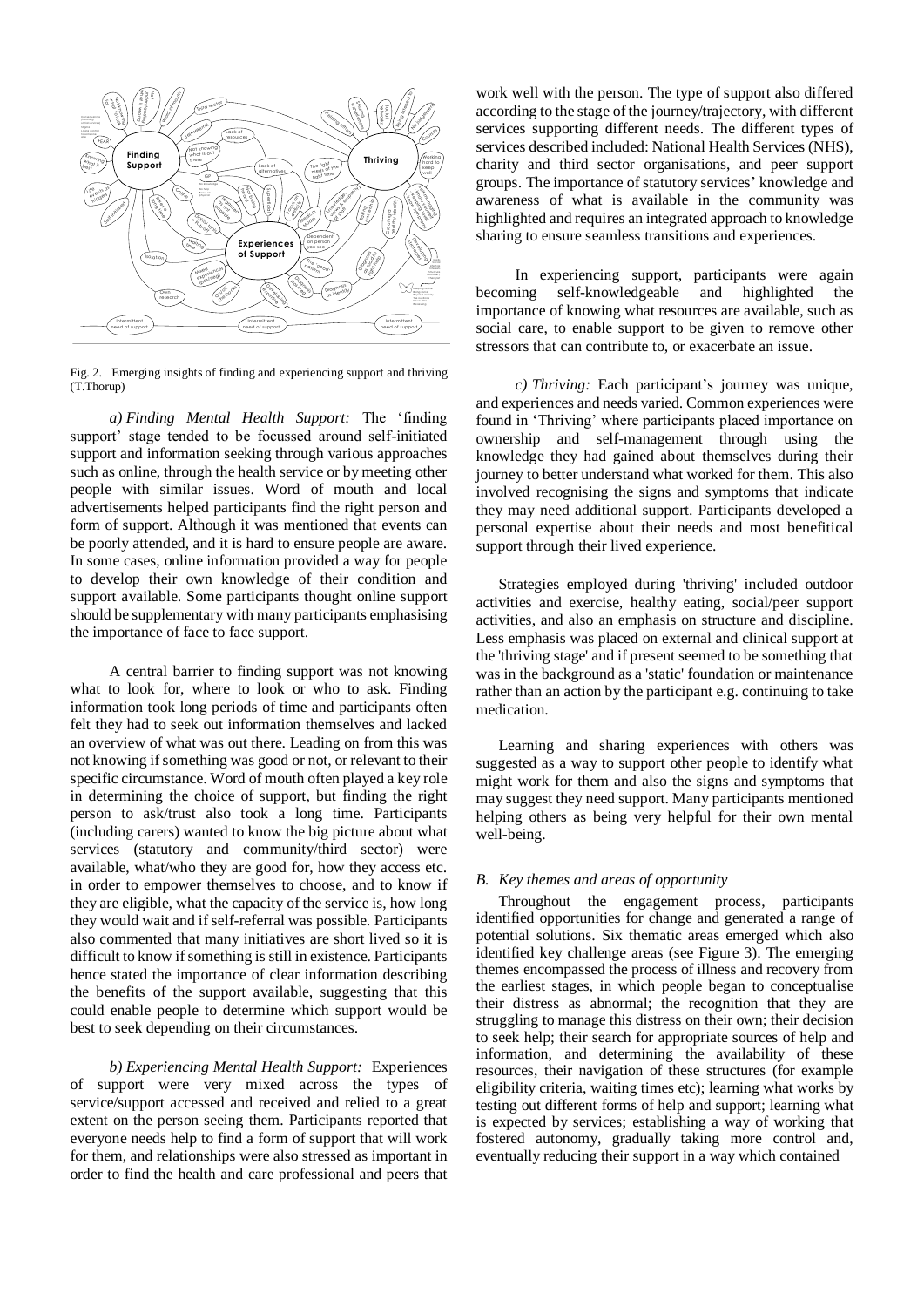Fig. 2. Emerging insights of finding and experiencing support and thriving (T.Thorup)

*a) Finding Mental Health Support:* The 'finding support' stage tended to be focussed around self-initiated support and information seeking through various approaches such as online, through the health service or by meeting other people with similar issues. Word of mouth and local advertisements helped participants find the right person and form of support. Although it was mentioned that events can be poorly attended, and it is hard to ensure people are aware. In some cases, online information provided a way for people to develop their own knowledge of their condition and support available. Some participants thought online support should be supplementary with many participants emphasising the importance of face to face support.

A central barrier to finding support was not knowing what to look for, where to look or who to ask. Finding information took long periods of time and participants often felt they had to seek out information themselves and lacked an overview of what was out there. Leading on from this was not knowing if something was good or not, or relevant to their specific circumstance. Word of mouth often played a key role in determining the choice of support, but finding the right person to ask/trust also took a long time. Participants (including carers) wanted to know the big picture about what services (statutory and community/third sector) were available, what/who they are good for, how they access etc. in order to empower themselves to choose, and to know if they are eligible, what the capacity of the service is, how long they would wait and if self-referral was possible. Participants also commented that many initiatives are short lived so it is difficult to know if something is still in existence. Participants hence stated the importance of clear information describing the benefits of the support available, suggesting that this could enable people to determine which support would be best to seek depending on their circumstances.

*b) Experiencing Mental Health Support:* Experiences of support were very mixed across the types of service/support accessed and received and relied to a great extent on the person seeing them. Participants reported that everyone needs help to find a form of support that will work for them, and relationships were also stressed as important in order to find the health and care professional and peers that work well with the person. The type of support also differed according to the stage of the journey/trajectory, with different services supporting different needs. The different types of services described included: National Health Services (NHS), charity and third sector organisations, and peer support groups. The importance of statutory services' knowledge and awareness of what is available in the community was highlighted and requires an integrated approach to knowledge sharing to ensure seamless transitions and experiences.

In experiencing support, participants were again becoming self-knowledgeable and highlighted the importance of knowing what resources are available, such as social care, to enable support to be given to remove other stressors that can contribute to, or exacerbate an issue.

*c) Thriving:* Each participant's journey was unique, and experiences and needs varied. Common experiences were found in 'Thriving' where participants placed importance on ownership and self-management through using the knowledge they had gained about themselves during their journey to better understand what worked for them. This also involved recognising the signs and symptoms that indicate they may need additional support. Participants developed a personal expertise about their needs and most benefitical support through their lived experience.

Strategies employed during 'thriving' included outdoor activities and exercise, healthy eating, social/peer support activities, and also an emphasis on structure and discipline. Less emphasis was placed on external and clinical support at the 'thriving stage' and if present seemed to be something that was in the background as a 'static' foundation or maintenance rather than an action by the participant e.g. continuing to take medication.

Learning and sharing experiences with others was suggested as a way to support other people to identify what might work for them and also the signs and symptoms that may suggest they need support. Many participants mentioned helping others as being very helpful for their own mental well-being.

### *B. Key themes and areas of opportunity*

Throughout the engagement process, participants identified opportunities for change and generated a range of potential solutions. Six thematic areas emerged which also identified key challenge areas (see Figure 3). The emerging themes encompassed the process of illness and recovery from the earliest stages, in which people began to conceptualise their distress as abnormal; the recognition that they are struggling to manage this distress on their own; their decision to seek help; their search for appropriate sources of help and information, and determining the availability of these resources, their navigation of these structures (for example eligibility criteria, waiting times etc); learning what works by testing out different forms of help and support; learning what is expected by services; establishing a way of working that fostered autonomy, gradually taking more control and, eventually reducing their support in a way which contained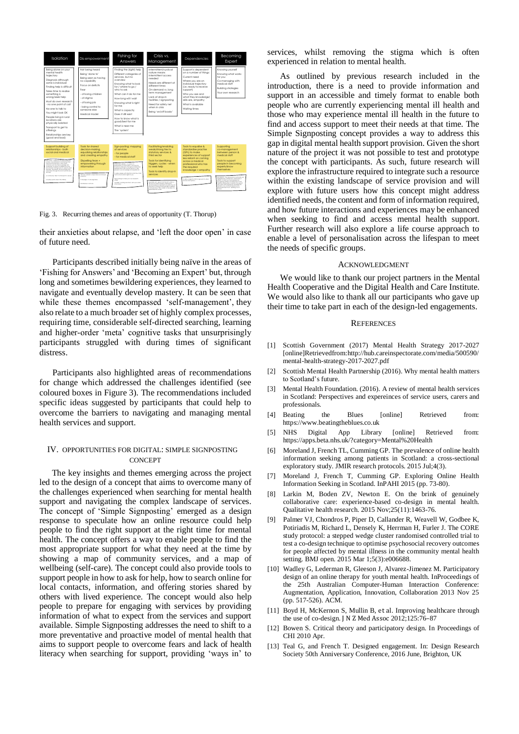Isolation

Being alone on your mental health trajectory

Diagnosis although same is individual

Finding help is difficult

Takes time to realise something is wrong/seek help

Must do own research - no one point of call

No one to talk to

You might look OK

People living in rural locations are physically isolated

Transport to get to offerings

Relationships are key (good and bad)

Dis-empowerment

Not being heard

Being 'done to'

Being seen as having no capability

Focus on deficits

Fear

- of losing children
- of stigma
- of losing job
- losing control to someone else

Medical model

Fishing for Answers

Finding the (right) help

Different categories of services, but no overview

Knowing what to look for / where to go / who to ask

What can it do for me

How long will I wait

Knowing what is right for me

What's capacity

Does it still exist

How to know what is good/best for me

What is near me

The 'system'

Crisis vs. Management

Intermittent/cyclical nature means intermittent access needed

Needs are different at different times

On-demand vs. long term management

Lack of drop-in facilities / signposting

Need for safety net when in crisis

Being 'on/off books'

Dependencies

Support is dependent on a number of things

Current need

Where you are on individual trajectory (i.e. ready to receive support)

Who you see and what they knowledge/skills are, empathy

What is available

Waiting times

Becoming Expert

Knowing yourself

Knowing what works for you

Co-managing with medical staff

Building strategies

Your own research

Support building of relationships - both social and medical

Tools for shared decision-making, equalising relationships and creating empathy

Dispelling fears + empowering through information

Sign-posting: mapping of services - for people - for medical staff

Facilitating/enabling weak/strong ties to statutory services & third sector

Tools for identifying triggers, cycles - when to seek help

Tools to identify drop-in services

Tools to equalise & standardise practice (GPs) to make experiences of support less reliant on coming across a medical professional who has the required knowledge + empathy

Supporting co-management between person & medical staff

Tools to support people in becoming experts/know themselves

Fig. 3. Recurring themes and areas of opportunity (T. Thorup)

their anxieties about relapse, and 'left the door open' in case of future need.

Participants described initially being naïve in the areas of 'Fishing for Answers' and 'Becoming an Expert' but, through long and sometimes bewildering experiences, they learned to navigate and eventually develop mastery. It can be seen that while these themes encompassed 'self-management', they also relate to a much broader set of highly complex processes, requiring time, considerable self-directed searching, learning and higher-order 'meta' cognitive tasks that unsurprisingly participants struggled with during times of significant distress.

Participants also highlighted areas of recommendations for change which addressed the challenges identified (see coloured boxes in Figure 3). The recommendations included specific ideas suggested by participants that could help to overcome the barriers to navigating and managing mental health services and support.

## IV. Opportunities for Digital: Simple Signposting Concept

The key insights and themes emerging across the project led to the design of a concept that aims to overcome many of the challenges experienced when searching for mental health support and navigating the complex landscape of services. The concept of 'Simple Signposting' emerged as a design response to speculate how an online resource could help people to find the right support at the right time for mental health. The concept offers a way to enable people to find the most appropriate support for what they need at the time by showing a map of community services, and a map of wellbeing (self-care). The concept could also provide tools to support people in how to ask for help, how to search online for local contacts, information, and offering stories shared by others with lived experience. The concept would also help people to prepare for engaging with services by providing information of what to expect from the services and support available. Simple Signposting addresses the need to shift to a more preventative and proactive model of mental health that aims to support people to overcome fears and lack of health literacy when searching for support, providing 'ways in' to services, whilst removing the stigma which is often experienced in relation to mental health.

As outlined by previous research included in the introduction, there is a need to provide information and support in an accessible and timely format to enable both people who are currently experiencing mental ill health and those who may experience mental ill health in the future to find and access support to meet their needs at that time. The Simple Signposting concept provides a way to address this gap in digital mental health support provision. Given the short nature of the project it was not possible to test and prototype the concept with participants. As such, future research will explore the infrastructure required to integrate such a resource within the existing landscape of service provision and will explore with future users how this concept might address identified needs, the content and form of information required, and how future interactions and experiences may be enhanced when seeking to find and access mental health support. Further research will also explore a life course approach to enable a level of personalisation across the lifespan to meet the needs of specific groups.

## Acknowledgment

We would like to thank our project partners in the Mental Health Cooperative and the Digital Health and Care Institute. We would also like to thank all our participants who gave up their time to take part in each of the design-led engagements.

## References

[1] Scottish Government (2017) Mental Health Strategy 2017-2027 [online]Retrievedfrom:http://hub.careinspectorate.com/media/500590/mental-health-strategy-2017-2027.pdf

[2] Scottish Mental Health Partnership (2016). Why mental health matters to Scotland's future.

[3] Mental Health Foundation. (2016). A review of mental health services in Scotland: Perspectives and expereinces of service users, carers and professionals.

[4] Beating the Blues [online] Retrieved from: https://www.beatingtheblues.co.uk

[5] NHS Digital App Library [online] Retrieved from: https://apps.beta.nhs.uk/?category=Mental%20Health

[6] Moreland J, French TL, Cumming GP. The prevalence of online health information seeking among patients in Scotland: a cross-sectional exploratory study. JMIR research protocols. 2015 Jul;4(3).

[7] Moreland J, French T, Cumming GP. Exploring Online Health Information Seeking in Scotland. InPAHI 2015 (pp. 73-80).

[8] Larkin M, Boden ZV, Newton E. On the brink of genuinely collaborative care: experience-based co-design in mental health. Qualitative health research. 2015 Nov;25(11):1463-76.

[9] Palmer VJ, Chondros P, Piper D, Callander R, Weavell W, Godbee K, Potiriadis M, Richard L, Densely K, Herrman H, Furler J. The CORE study protocol: a stepped wedge cluster randomised controlled trial to test a co-design technique to optimise psychosocial recovery outcomes for people affected by mental illness in the community mental health setting. BMJ open. 2015 Mar 1;5(3):e006688.

[10] Wadley G, Lederman R, Gleeson J, Alvarez-Jimenez M. Participatory design of an online therapy for youth mental health. InProceedings of the 25th Australian Computer-Human Interaction Conference: Augmentation, Application, Innovation, Collaboration 2013 Nov 25 (pp. 517-526). ACM.

[11] Boyd H, McKernon S, Mullin B, et al. Improving healthcare through the use of co-design. J N Z Med Assoc 2012;125:76–87

[12] Bowen S. Critical theory and participatory design. In Proceedings of CHI 2010 Apr.

[13] Teal G, and French T. Designed engagement. In: Design Research Society 50th Anniversary Conference, 2016 June, Brighton, UK